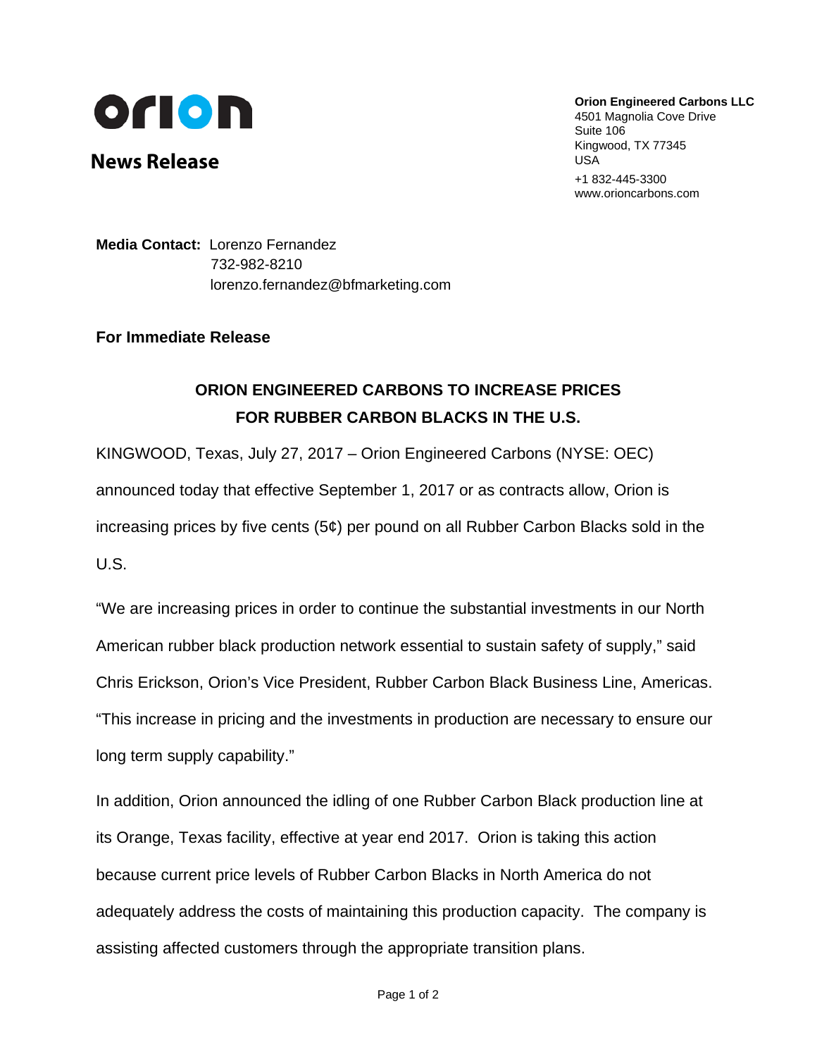**orion**

**News Release**

**Orion Engineered Carbons LLC**
4501 Magnolia Cove Drive
Suite 106
Kingwood, TX 77345
USA
+1 832-445-3300
www.orioncarbons.com

**Media Contact:** Lorenzo Fernandez
732-982-8210
lorenzo.fernandez@bfmarketing.com

**For Immediate Release**

# ORION ENGINEERED CARBONS TO INCREASE PRICES FOR RUBBER CARBON BLACKS IN THE U.S.

KINGWOOD, Texas, July 27, 2017 – Orion Engineered Carbons (NYSE: OEC) announced today that effective September 1, 2017 or as contracts allow, Orion is increasing prices by five cents (5¢) per pound on all Rubber Carbon Blacks sold in the U.S.

"We are increasing prices in order to continue the substantial investments in our North American rubber black production network essential to sustain safety of supply," said Chris Erickson, Orion's Vice President, Rubber Carbon Black Business Line, Americas. "This increase in pricing and the investments in production are necessary to ensure our long term supply capability."

In addition, Orion announced the idling of one Rubber Carbon Black production line at its Orange, Texas facility, effective at year end 2017. Orion is taking this action because current price levels of Rubber Carbon Blacks in North America do not adequately address the costs of maintaining this production capacity. The company is assisting affected customers through the appropriate transition plans.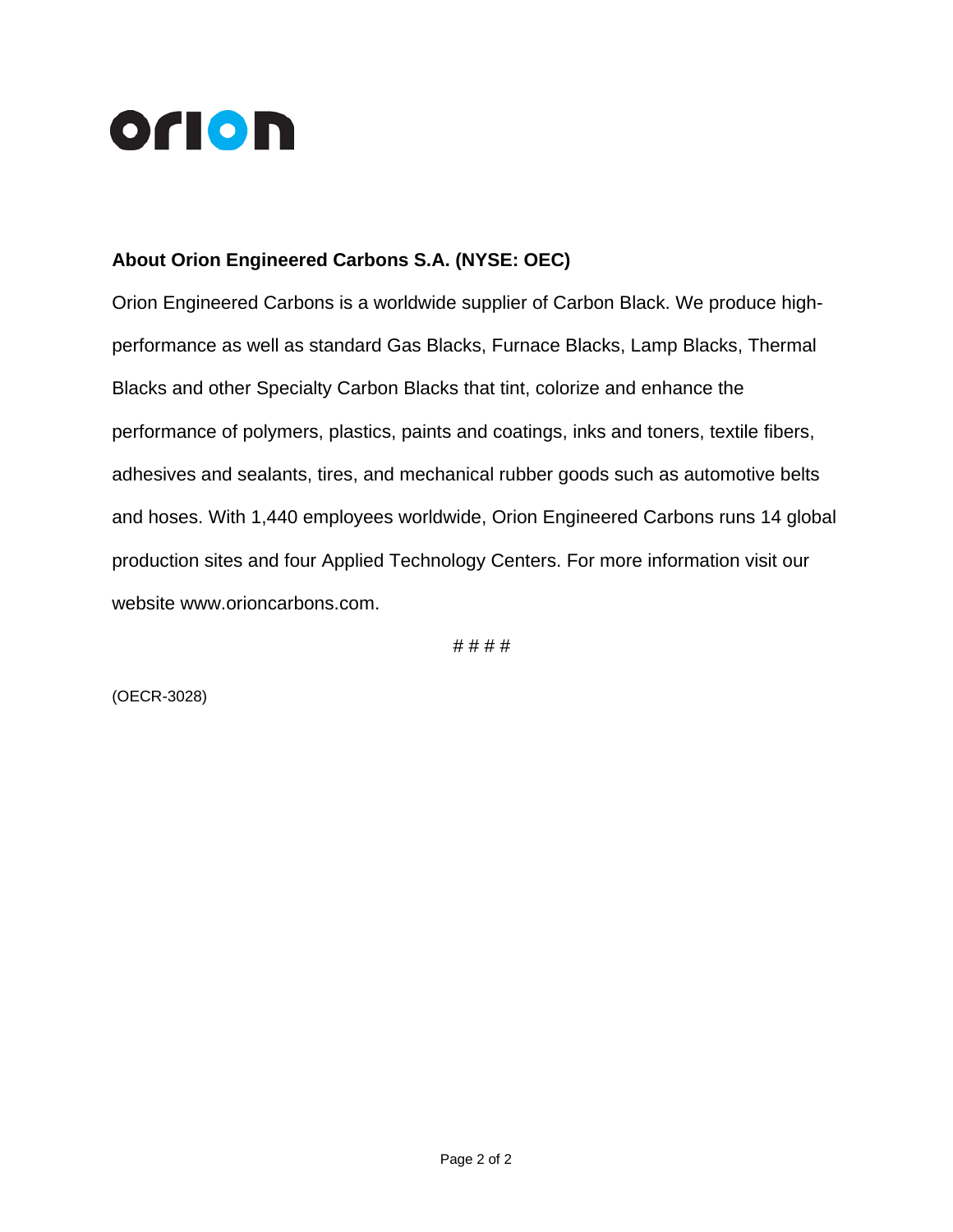orion

**About Orion Engineered Carbons S.A. (NYSE: OEC)**

Orion Engineered Carbons is a worldwide supplier of Carbon Black. We produce high-performance as well as standard Gas Blacks, Furnace Blacks, Lamp Blacks, Thermal Blacks and other Specialty Carbon Blacks that tint, colorize and enhance the performance of polymers, plastics, paints and coatings, inks and toners, textile fibers, adhesives and sealants, tires, and mechanical rubber goods such as automotive belts and hoses. With 1,440 employees worldwide, Orion Engineered Carbons runs 14 global production sites and four Applied Technology Centers. For more information visit our website www.orioncarbons.com.

# # # #

(OECR-3028)